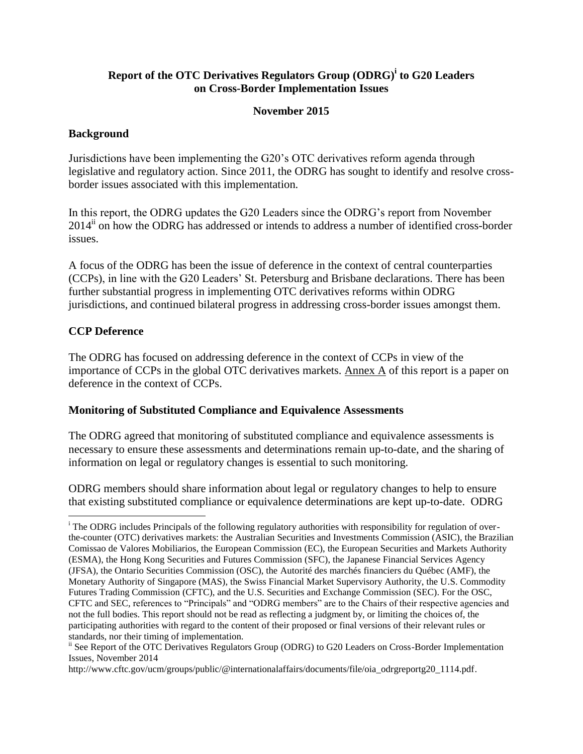# Report of the OTC Derivatives Regulators Group (ODRG)[i] to G20 Leaders on Cross-Border Implementation Issues

**November 2015**

## Background

Jurisdictions have been implementing the G20's OTC derivatives reform agenda through legislative and regulatory action. Since 2011, the ODRG has sought to identify and resolve cross-border issues associated with this implementation.

In this report, the ODRG updates the G20 Leaders since the ODRG's report from November 2014[ii] on how the ODRG has addressed or intends to address a number of identified cross-border issues.

A focus of the ODRG has been the issue of deference in the context of central counterparties (CCPs), in line with the G20 Leaders' St. Petersburg and Brisbane declarations. There has been further substantial progress in implementing OTC derivatives reforms within ODRG jurisdictions, and continued bilateral progress in addressing cross-border issues amongst them.

## CCP Deference

The ODRG has focused on addressing deference in the context of CCPs in view of the importance of CCPs in the global OTC derivatives markets. Annex A of this report is a paper on deference in the context of CCPs.

## Monitoring of Substituted Compliance and Equivalence Assessments

The ODRG agreed that monitoring of substituted compliance and equivalence assessments is necessary to ensure these assessments and determinations remain up-to-date, and the sharing of information on legal or regulatory changes is essential to such monitoring.

ODRG members should share information about legal or regulatory changes to help to ensure that existing substituted compliance or equivalence determinations are kept up-to-date. ODRG

---

[i] The ODRG includes Principals of the following regulatory authorities with responsibility for regulation of over-the-counter (OTC) derivatives markets: the Australian Securities and Investments Commission (ASIC), the Brazilian Comissao de Valores Mobiliarios, the European Commission (EC), the European Securities and Markets Authority (ESMA), the Hong Kong Securities and Futures Commission (SFC), the Japanese Financial Services Agency (JFSA), the Ontario Securities Commission (OSC), the Autorité des marchés financiers du Québec (AMF), the Monetary Authority of Singapore (MAS), the Swiss Financial Market Supervisory Authority, the U.S. Commodity Futures Trading Commission (CFTC), and the U.S. Securities and Exchange Commission (SEC). For the OSC, CFTC and SEC, references to "Principals" and "ODRG members" are to the Chairs of their respective agencies and not the full bodies. This report should not be read as reflecting a judgment by, or limiting the choices of, the participating authorities with regard to the content of their proposed or final versions of their relevant rules or standards, nor their timing of implementation.

[ii] See Report of the OTC Derivatives Regulators Group (ODRG) to G20 Leaders on Cross-Border Implementation Issues, November 2014 http://www.cftc.gov/ucm/groups/public/@internationalaffairs/documents/file/oia_odrgreportg20_1114.pdf.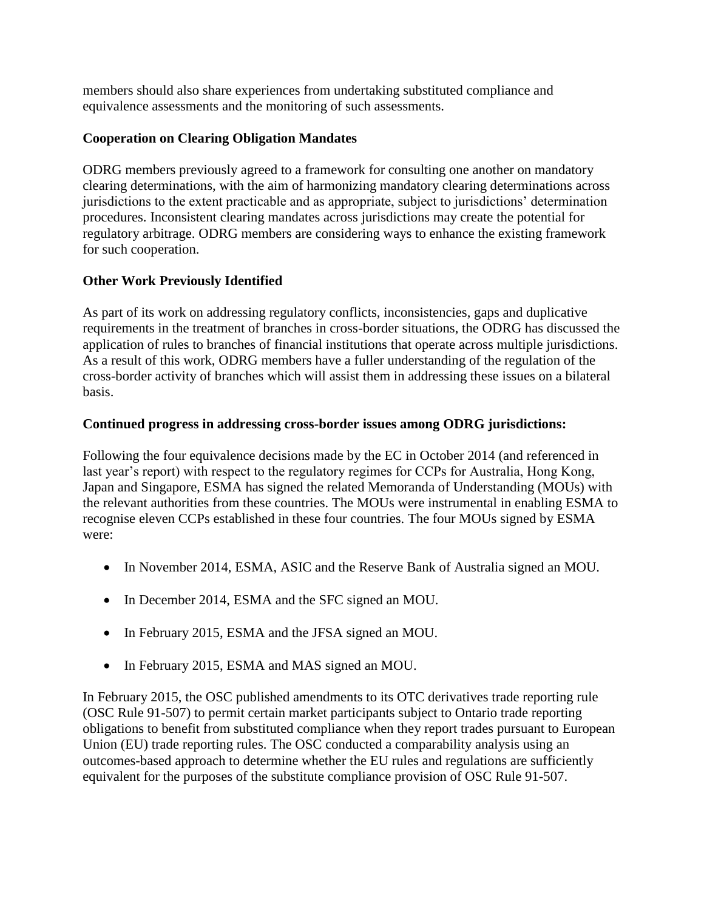members should also share experiences from undertaking substituted compliance and equivalence assessments and the monitoring of such assessments.

**Cooperation on Clearing Obligation Mandates**

ODRG members previously agreed to a framework for consulting one another on mandatory clearing determinations, with the aim of harmonizing mandatory clearing determinations across jurisdictions to the extent practicable and as appropriate, subject to jurisdictions' determination procedures. Inconsistent clearing mandates across jurisdictions may create the potential for regulatory arbitrage. ODRG members are considering ways to enhance the existing framework for such cooperation.

**Other Work Previously Identified**

As part of its work on addressing regulatory conflicts, inconsistencies, gaps and duplicative requirements in the treatment of branches in cross-border situations, the ODRG has discussed the application of rules to branches of financial institutions that operate across multiple jurisdictions. As a result of this work, ODRG members have a fuller understanding of the regulation of the cross-border activity of branches which will assist them in addressing these issues on a bilateral basis.

**Continued progress in addressing cross-border issues among ODRG jurisdictions:**

Following the four equivalence decisions made by the EC in October 2014 (and referenced in last year's report) with respect to the regulatory regimes for CCPs for Australia, Hong Kong, Japan and Singapore, ESMA has signed the related Memoranda of Understanding (MOUs) with the relevant authorities from these countries. The MOUs were instrumental in enabling ESMA to recognise eleven CCPs established in these four countries. The four MOUs signed by ESMA were:

- In November 2014, ESMA, ASIC and the Reserve Bank of Australia signed an MOU.
- In December 2014, ESMA and the SFC signed an MOU.
- In February 2015, ESMA and the JFSA signed an MOU.
- In February 2015, ESMA and MAS signed an MOU.

In February 2015, the OSC published amendments to its OTC derivatives trade reporting rule (OSC Rule 91-507) to permit certain market participants subject to Ontario trade reporting obligations to benefit from substituted compliance when they report trades pursuant to European Union (EU) trade reporting rules. The OSC conducted a comparability analysis using an outcomes-based approach to determine whether the EU rules and regulations are sufficiently equivalent for the purposes of the substitute compliance provision of OSC Rule 91-507.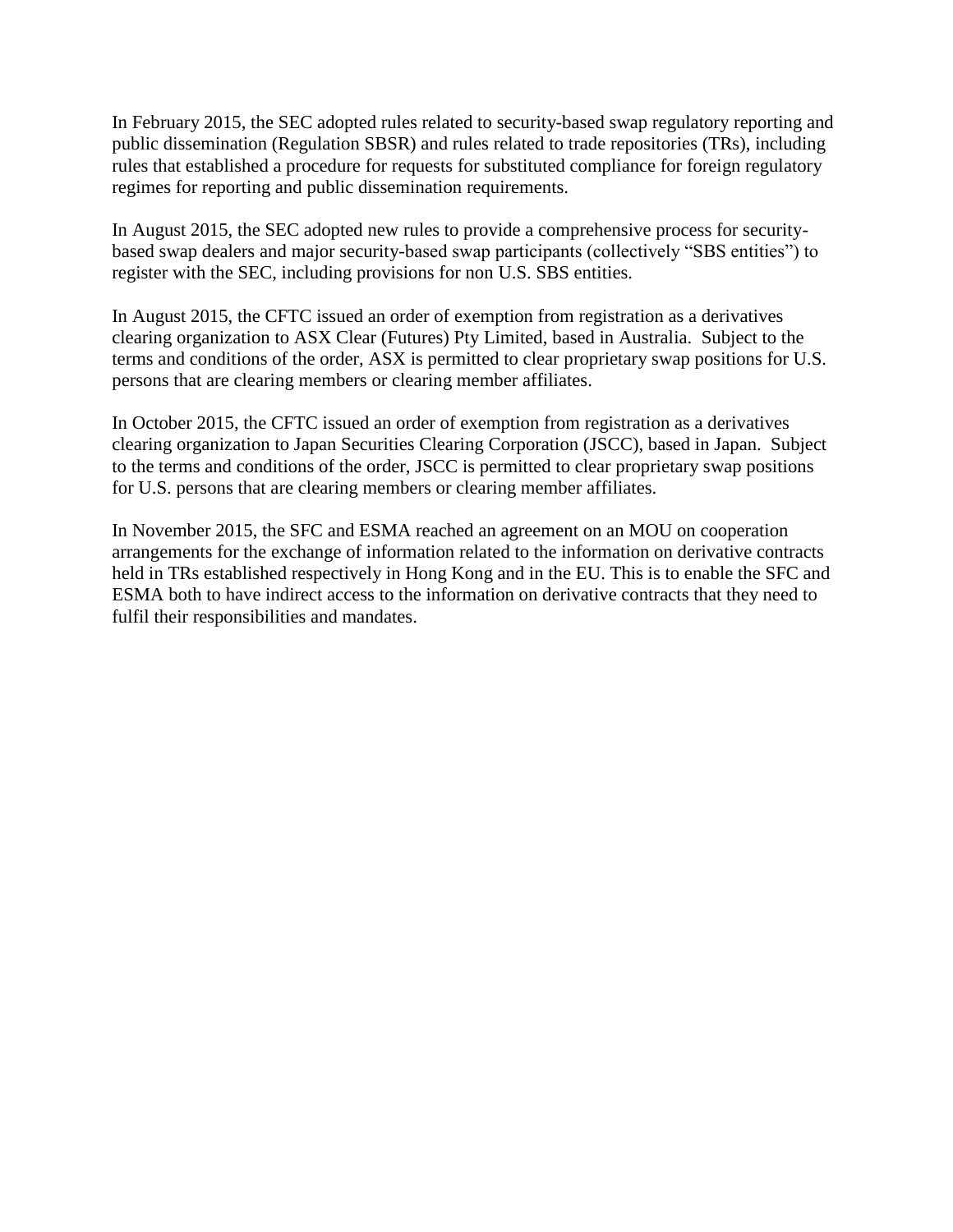In February 2015, the SEC adopted rules related to security-based swap regulatory reporting and public dissemination (Regulation SBSR) and rules related to trade repositories (TRs), including rules that established a procedure for requests for substituted compliance for foreign regulatory regimes for reporting and public dissemination requirements.

In August 2015, the SEC adopted new rules to provide a comprehensive process for security-based swap dealers and major security-based swap participants (collectively "SBS entities") to register with the SEC, including provisions for non U.S. SBS entities.

In August 2015, the CFTC issued an order of exemption from registration as a derivatives clearing organization to ASX Clear (Futures) Pty Limited, based in Australia. Subject to the terms and conditions of the order, ASX is permitted to clear proprietary swap positions for U.S. persons that are clearing members or clearing member affiliates.

In October 2015, the CFTC issued an order of exemption from registration as a derivatives clearing organization to Japan Securities Clearing Corporation (JSCC), based in Japan. Subject to the terms and conditions of the order, JSCC is permitted to clear proprietary swap positions for U.S. persons that are clearing members or clearing member affiliates.

In November 2015, the SFC and ESMA reached an agreement on an MOU on cooperation arrangements for the exchange of information related to the information on derivative contracts held in TRs established respectively in Hong Kong and in the EU. This is to enable the SFC and ESMA both to have indirect access to the information on derivative contracts that they need to fulfil their responsibilities and mandates.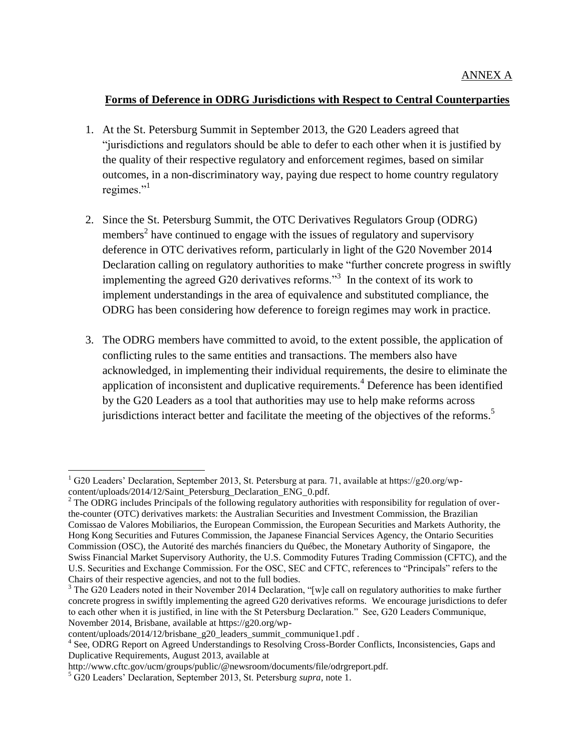ANNEX A

**Forms of Deference in ODRG Jurisdictions with Respect to Central Counterparties**

1. At the St. Petersburg Summit in September 2013, the G20 Leaders agreed that "jurisdictions and regulators should be able to defer to each other when it is justified by the quality of their respective regulatory and enforcement regimes, based on similar outcomes, in a non-discriminatory way, paying due respect to home country regulatory regimes."[1]

2. Since the St. Petersburg Summit, the OTC Derivatives Regulators Group (ODRG) members[2] have continued to engage with the issues of regulatory and supervisory deference in OTC derivatives reform, particularly in light of the G20 November 2014 Declaration calling on regulatory authorities to make "further concrete progress in swiftly implementing the agreed G20 derivatives reforms."[3] In the context of its work to implement understandings in the area of equivalence and substituted compliance, the ODRG has been considering how deference to foreign regimes may work in practice.

3. The ODRG members have committed to avoid, to the extent possible, the application of conflicting rules to the same entities and transactions. The members also have acknowledged, in implementing their individual requirements, the desire to eliminate the application of inconsistent and duplicative requirements.[4] Deference has been identified by the G20 Leaders as a tool that authorities may use to help make reforms across jurisdictions interact better and facilitate the meeting of the objectives of the reforms.[5]

---

[1] G20 Leaders' Declaration, September 2013, St. Petersburg at para. 71, available at https://g20.org/wp-content/uploads/2014/12/Saint_Petersburg_Declaration_ENG_0.pdf.

[2] The ODRG includes Principals of the following regulatory authorities with responsibility for regulation of over-the-counter (OTC) derivatives markets: the Australian Securities and Investment Commission, the Brazilian Comissao de Valores Mobiliarios, the European Commission, the European Securities and Markets Authority, the Hong Kong Securities and Futures Commission, the Japanese Financial Services Agency, the Ontario Securities Commission (OSC), the Autorité des marchés financiers du Québec, the Monetary Authority of Singapore, the Swiss Financial Market Supervisory Authority, the U.S. Commodity Futures Trading Commission (CFTC), and the U.S. Securities and Exchange Commission. For the OSC, SEC and CFTC, references to "Principals" refers to the Chairs of their respective agencies, and not to the full bodies.

[3] The G20 Leaders noted in their November 2014 Declaration, "[w]e call on regulatory authorities to make further concrete progress in swiftly implementing the agreed G20 derivatives reforms. We encourage jurisdictions to defer to each other when it is justified, in line with the St Petersburg Declaration." See, G20 Leaders Communique, November 2014, Brisbane, available at https://g20.org/wp-content/uploads/2014/12/brisbane_g20_leaders_summit_communique1.pdf .

[4] See, ODRG Report on Agreed Understandings to Resolving Cross-Border Conflicts, Inconsistencies, Gaps and Duplicative Requirements, August 2013, available at http://www.cftc.gov/ucm/groups/public/@newsroom/documents/file/odrgreport.pdf.

[5] G20 Leaders' Declaration, September 2013, St. Petersburg *supra*, note 1.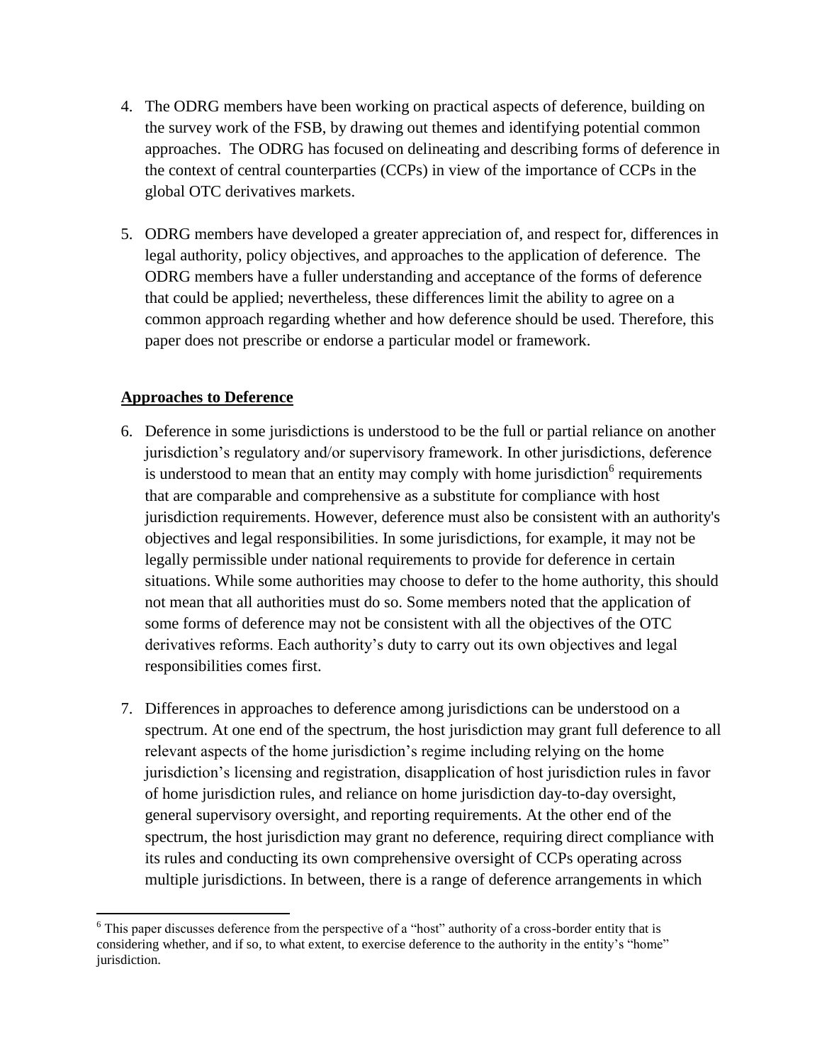4. The ODRG members have been working on practical aspects of deference, building on the survey work of the FSB, by drawing out themes and identifying potential common approaches. The ODRG has focused on delineating and describing forms of deference in the context of central counterparties (CCPs) in view of the importance of CCPs in the global OTC derivatives markets.

5. ODRG members have developed a greater appreciation of, and respect for, differences in legal authority, policy objectives, and approaches to the application of deference. The ODRG members have a fuller understanding and acceptance of the forms of deference that could be applied; nevertheless, these differences limit the ability to agree on a common approach regarding whether and how deference should be used. Therefore, this paper does not prescribe or endorse a particular model or framework.

**Approaches to Deference**

6. Deference in some jurisdictions is understood to be the full or partial reliance on another jurisdiction's regulatory and/or supervisory framework. In other jurisdictions, deference is understood to mean that an entity may comply with home jurisdiction[6] requirements that are comparable and comprehensive as a substitute for compliance with host jurisdiction requirements. However, deference must also be consistent with an authority's objectives and legal responsibilities. In some jurisdictions, for example, it may not be legally permissible under national requirements to provide for deference in certain situations. While some authorities may choose to defer to the home authority, this should not mean that all authorities must do so. Some members noted that the application of some forms of deference may not be consistent with all the objectives of the OTC derivatives reforms. Each authority's duty to carry out its own objectives and legal responsibilities comes first.

7. Differences in approaches to deference among jurisdictions can be understood on a spectrum. At one end of the spectrum, the host jurisdiction may grant full deference to all relevant aspects of the home jurisdiction's regime including relying on the home jurisdiction's licensing and registration, disapplication of host jurisdiction rules in favor of home jurisdiction rules, and reliance on home jurisdiction day-to-day oversight, general supervisory oversight, and reporting requirements. At the other end of the spectrum, the host jurisdiction may grant no deference, requiring direct compliance with its rules and conducting its own comprehensive oversight of CCPs operating across multiple jurisdictions. In between, there is a range of deference arrangements in which

[6] This paper discusses deference from the perspective of a "host" authority of a cross-border entity that is considering whether, and if so, to what extent, to exercise deference to the authority in the entity's "home" jurisdiction.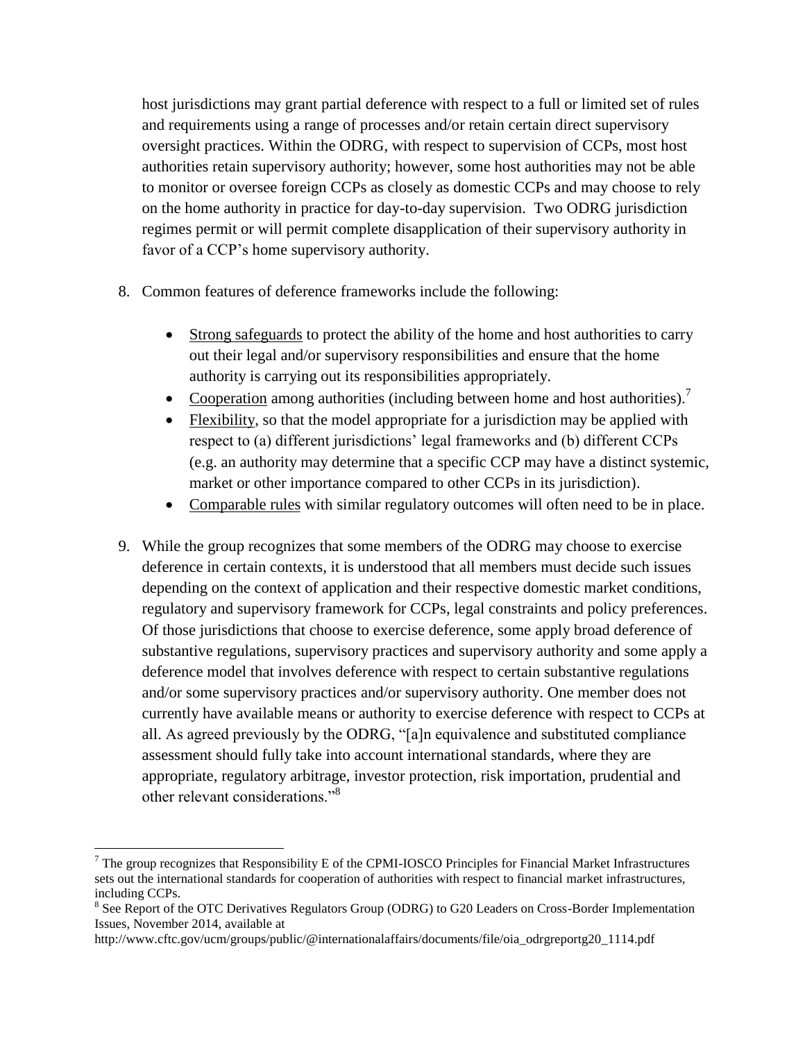host jurisdictions may grant partial deference with respect to a full or limited set of rules and requirements using a range of processes and/or retain certain direct supervisory oversight practices. Within the ODRG, with respect to supervision of CCPs, most host authorities retain supervisory authority; however, some host authorities may not be able to monitor or oversee foreign CCPs as closely as domestic CCPs and may choose to rely on the home authority in practice for day-to-day supervision. Two ODRG jurisdiction regimes permit or will permit complete disapplication of their supervisory authority in favor of a CCP's home supervisory authority.

8. Common features of deference frameworks include the following:

   - <u>Strong safeguards</u> to protect the ability of the home and host authorities to carry out their legal and/or supervisory responsibilities and ensure that the home authority is carrying out its responsibilities appropriately.
   - <u>Cooperation</u> among authorities (including between home and host authorities).[7]
   - <u>Flexibility</u>, so that the model appropriate for a jurisdiction may be applied with respect to (a) different jurisdictions' legal frameworks and (b) different CCPs (e.g. an authority may determine that a specific CCP may have a distinct systemic, market or other importance compared to other CCPs in its jurisdiction).
   - <u>Comparable rules</u> with similar regulatory outcomes will often need to be in place.

9. While the group recognizes that some members of the ODRG may choose to exercise deference in certain contexts, it is understood that all members must decide such issues depending on the context of application and their respective domestic market conditions, regulatory and supervisory framework for CCPs, legal constraints and policy preferences. Of those jurisdictions that choose to exercise deference, some apply broad deference of substantive regulations, supervisory practices and supervisory authority and some apply a deference model that involves deference with respect to certain substantive regulations and/or some supervisory practices and/or supervisory authority. One member does not currently have available means or authority to exercise deference with respect to CCPs at all. As agreed previously by the ODRG, "[a]n equivalence and substituted compliance assessment should fully take into account international standards, where they are appropriate, regulatory arbitrage, investor protection, risk importation, prudential and other relevant considerations."[8]

---

[7] The group recognizes that Responsibility E of the CPMI-IOSCO Principles for Financial Market Infrastructures sets out the international standards for cooperation of authorities with respect to financial market infrastructures, including CCPs.

[8] See Report of the OTC Derivatives Regulators Group (ODRG) to G20 Leaders on Cross-Border Implementation Issues, November 2014, available at http://www.cftc.gov/ucm/groups/public/@internationalaffairs/documents/file/oia_odrgreportg20_1114.pdf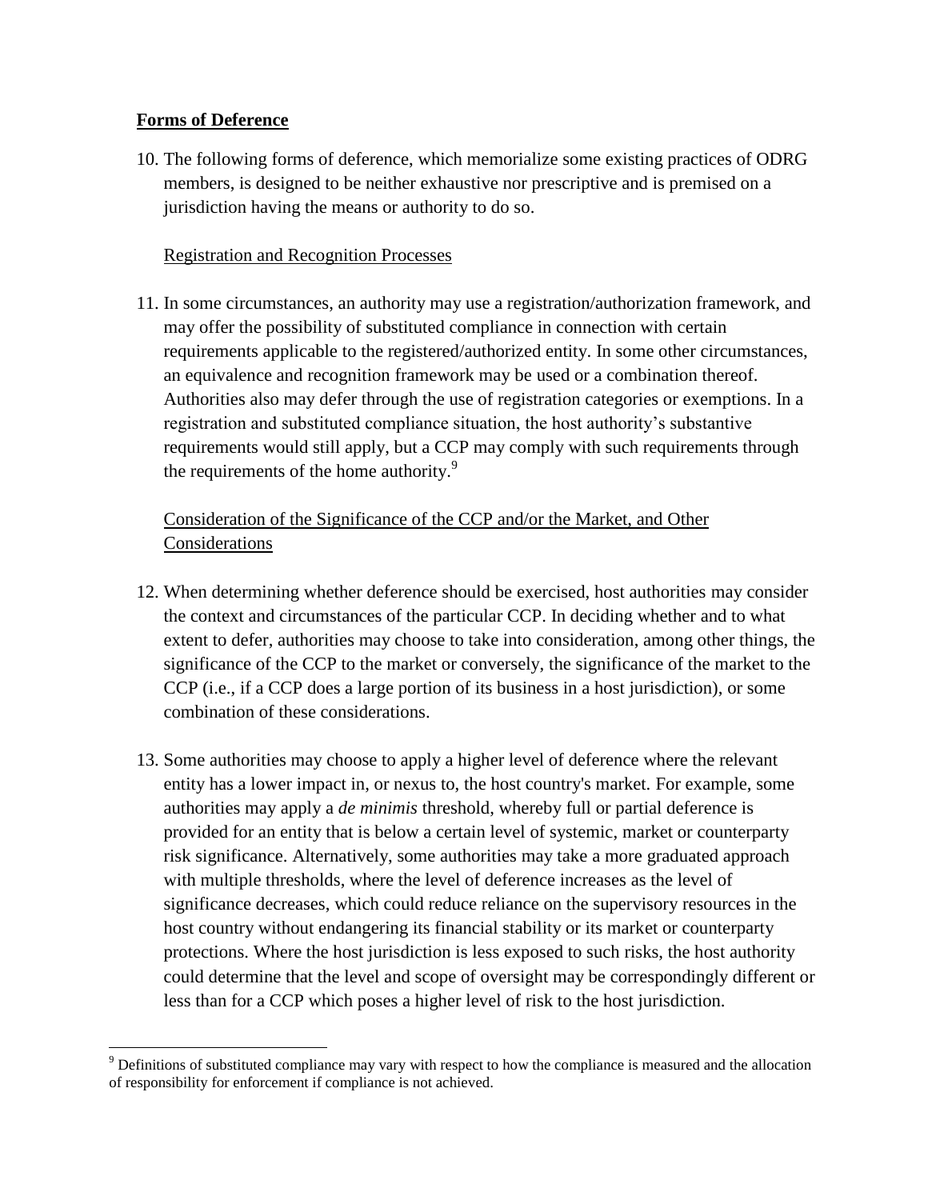## **Forms of Deference**

10. The following forms of deference, which memorialize some existing practices of ODRG members, is designed to be neither exhaustive nor prescriptive and is premised on a jurisdiction having the means or authority to do so.

### Registration and Recognition Processes

11. In some circumstances, an authority may use a registration/authorization framework, and may offer the possibility of substituted compliance in connection with certain requirements applicable to the registered/authorized entity. In some other circumstances, an equivalence and recognition framework may be used or a combination thereof. Authorities also may defer through the use of registration categories or exemptions. In a registration and substituted compliance situation, the host authority's substantive requirements would still apply, but a CCP may comply with such requirements through the requirements of the home authority.[9]

### Consideration of the Significance of the CCP and/or the Market, and Other Considerations

12. When determining whether deference should be exercised, host authorities may consider the context and circumstances of the particular CCP. In deciding whether and to what extent to defer, authorities may choose to take into consideration, among other things, the significance of the CCP to the market or conversely, the significance of the market to the CCP (i.e., if a CCP does a large portion of its business in a host jurisdiction), or some combination of these considerations.

13. Some authorities may choose to apply a higher level of deference where the relevant entity has a lower impact in, or nexus to, the host country's market. For example, some authorities may apply a *de minimis* threshold, whereby full or partial deference is provided for an entity that is below a certain level of systemic, market or counterparty risk significance. Alternatively, some authorities may take a more graduated approach with multiple thresholds, where the level of deference increases as the level of significance decreases, which could reduce reliance on the supervisory resources in the host country without endangering its financial stability or its market or counterparty protections. Where the host jurisdiction is less exposed to such risks, the host authority could determine that the level and scope of oversight may be correspondingly different or less than for a CCP which poses a higher level of risk to the host jurisdiction.

---

[9] Definitions of substituted compliance may vary with respect to how the compliance is measured and the allocation of responsibility for enforcement if compliance is not achieved.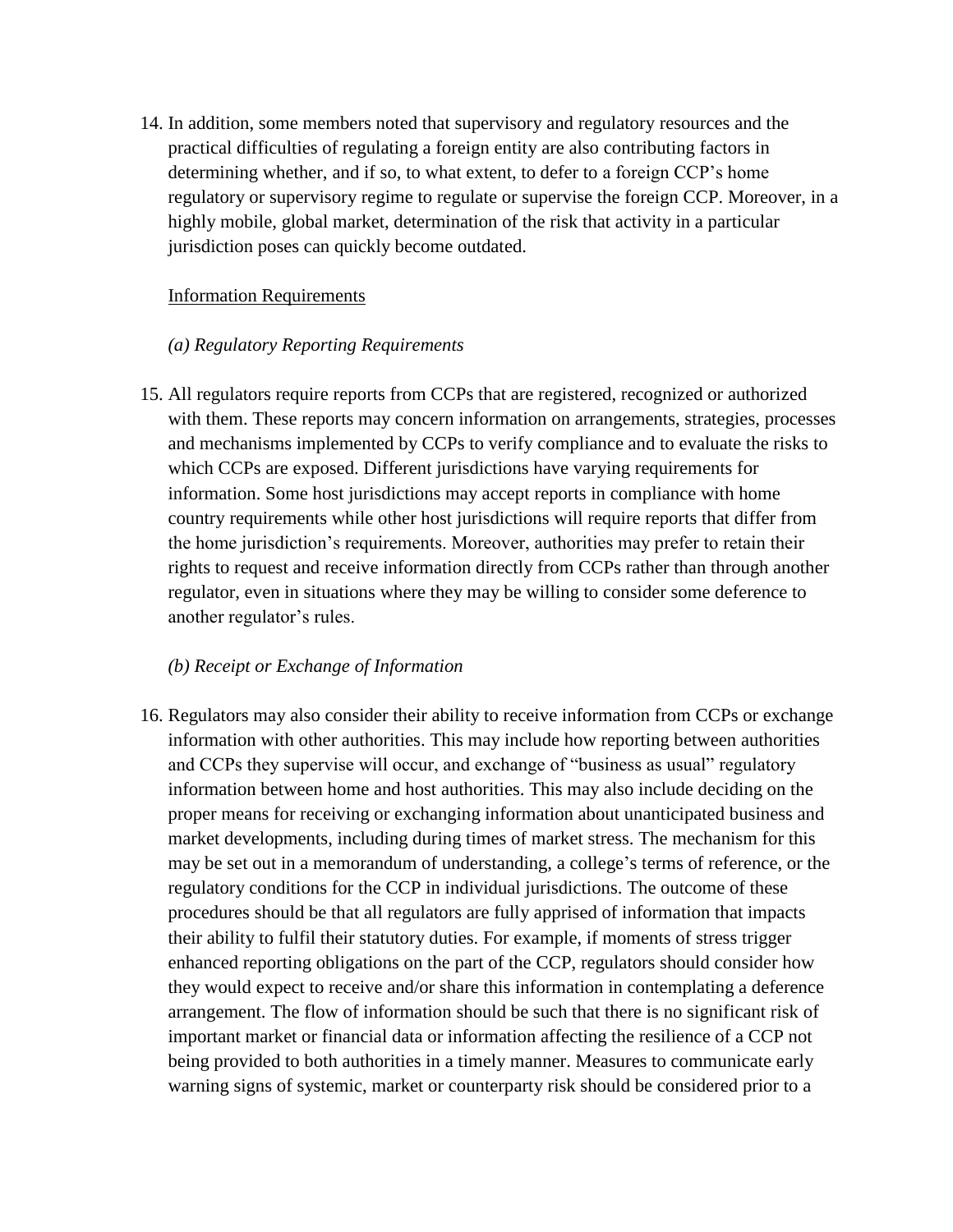14. In addition, some members noted that supervisory and regulatory resources and the practical difficulties of regulating a foreign entity are also contributing factors in determining whether, and if so, to what extent, to defer to a foreign CCP's home regulatory or supervisory regime to regulate or supervise the foreign CCP. Moreover, in a highly mobile, global market, determination of the risk that activity in a particular jurisdiction poses can quickly become outdated.

Information Requirements

*(a) Regulatory Reporting Requirements*

15. All regulators require reports from CCPs that are registered, recognized or authorized with them. These reports may concern information on arrangements, strategies, processes and mechanisms implemented by CCPs to verify compliance and to evaluate the risks to which CCPs are exposed. Different jurisdictions have varying requirements for information. Some host jurisdictions may accept reports in compliance with home country requirements while other host jurisdictions will require reports that differ from the home jurisdiction's requirements. Moreover, authorities may prefer to retain their rights to request and receive information directly from CCPs rather than through another regulator, even in situations where they may be willing to consider some deference to another regulator's rules.

*(b) Receipt or Exchange of Information*

16. Regulators may also consider their ability to receive information from CCPs or exchange information with other authorities. This may include how reporting between authorities and CCPs they supervise will occur, and exchange of "business as usual" regulatory information between home and host authorities. This may also include deciding on the proper means for receiving or exchanging information about unanticipated business and market developments, including during times of market stress. The mechanism for this may be set out in a memorandum of understanding, a college's terms of reference, or the regulatory conditions for the CCP in individual jurisdictions. The outcome of these procedures should be that all regulators are fully apprised of information that impacts their ability to fulfil their statutory duties. For example, if moments of stress trigger enhanced reporting obligations on the part of the CCP, regulators should consider how they would expect to receive and/or share this information in contemplating a deference arrangement. The flow of information should be such that there is no significant risk of important market or financial data or information affecting the resilience of a CCP not being provided to both authorities in a timely manner. Measures to communicate early warning signs of systemic, market or counterparty risk should be considered prior to a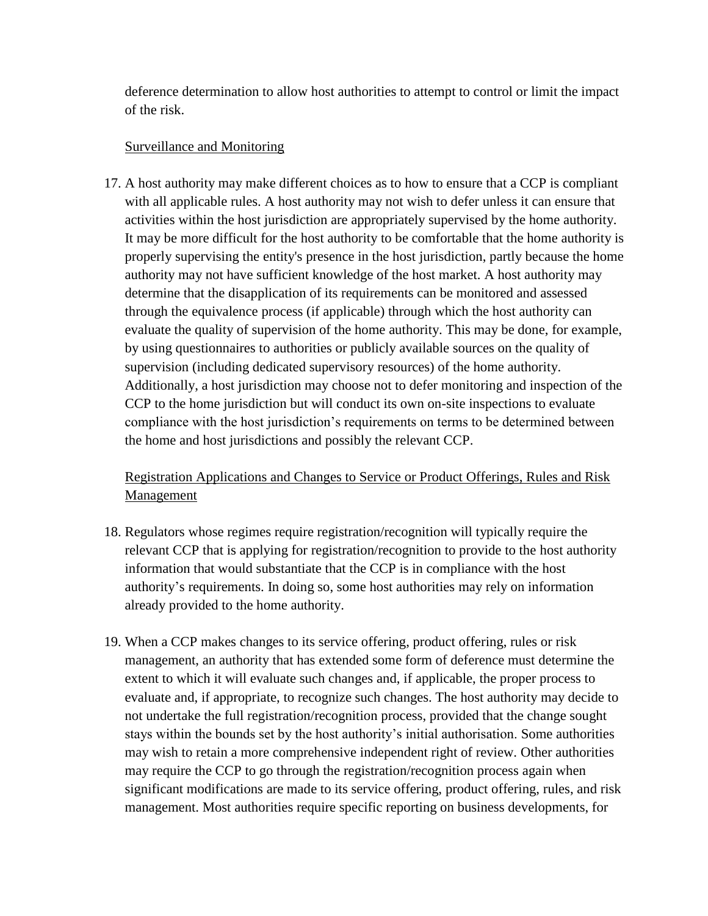deference determination to allow host authorities to attempt to control or limit the impact of the risk.

Surveillance and Monitoring

17. A host authority may make different choices as to how to ensure that a CCP is compliant with all applicable rules. A host authority may not wish to defer unless it can ensure that activities within the host jurisdiction are appropriately supervised by the home authority. It may be more difficult for the host authority to be comfortable that the home authority is properly supervising the entity's presence in the host jurisdiction, partly because the home authority may not have sufficient knowledge of the host market. A host authority may determine that the disapplication of its requirements can be monitored and assessed through the equivalence process (if applicable) through which the host authority can evaluate the quality of supervision of the home authority. This may be done, for example, by using questionnaires to authorities or publicly available sources on the quality of supervision (including dedicated supervisory resources) of the home authority. Additionally, a host jurisdiction may choose not to defer monitoring and inspection of the CCP to the home jurisdiction but will conduct its own on-site inspections to evaluate compliance with the host jurisdiction's requirements on terms to be determined between the home and host jurisdictions and possibly the relevant CCP.

Registration Applications and Changes to Service or Product Offerings, Rules and Risk Management

18. Regulators whose regimes require registration/recognition will typically require the relevant CCP that is applying for registration/recognition to provide to the host authority information that would substantiate that the CCP is in compliance with the host authority's requirements. In doing so, some host authorities may rely on information already provided to the home authority.

19. When a CCP makes changes to its service offering, product offering, rules or risk management, an authority that has extended some form of deference must determine the extent to which it will evaluate such changes and, if applicable, the proper process to evaluate and, if appropriate, to recognize such changes. The host authority may decide to not undertake the full registration/recognition process, provided that the change sought stays within the bounds set by the host authority's initial authorisation. Some authorities may wish to retain a more comprehensive independent right of review. Other authorities may require the CCP to go through the registration/recognition process again when significant modifications are made to its service offering, product offering, rules, and risk management. Most authorities require specific reporting on business developments, for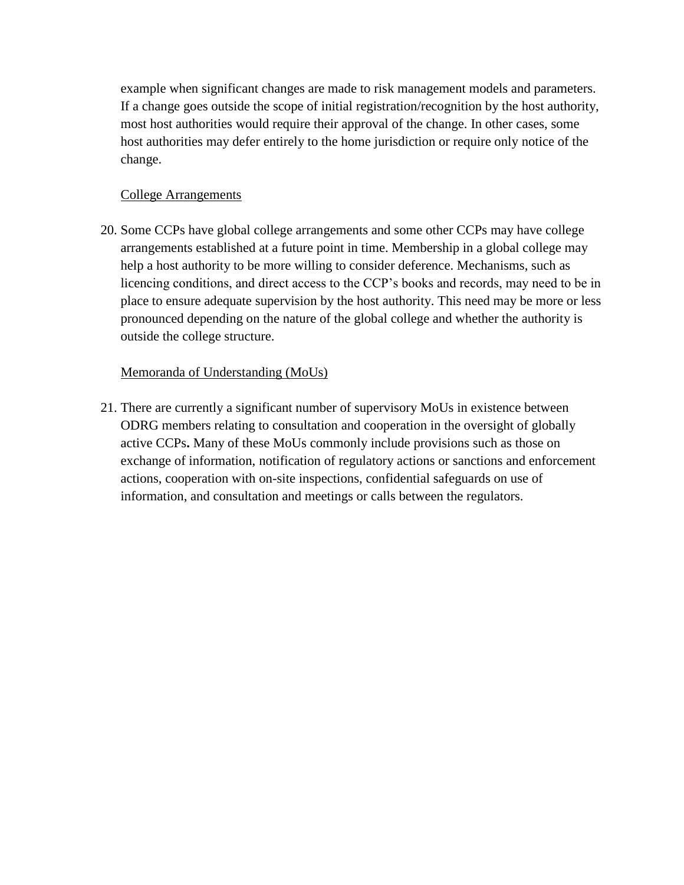example when significant changes are made to risk management models and parameters. If a change goes outside the scope of initial registration/recognition by the host authority, most host authorities would require their approval of the change. In other cases, some host authorities may defer entirely to the home jurisdiction or require only notice of the change.

College Arrangements

20. Some CCPs have global college arrangements and some other CCPs may have college arrangements established at a future point in time. Membership in a global college may help a host authority to be more willing to consider deference. Mechanisms, such as licencing conditions, and direct access to the CCP's books and records, may need to be in place to ensure adequate supervision by the host authority. This need may be more or less pronounced depending on the nature of the global college and whether the authority is outside the college structure.

Memoranda of Understanding (MoUs)

21. There are currently a significant number of supervisory MoUs in existence between ODRG members relating to consultation and cooperation in the oversight of globally active CCPs**.** Many of these MoUs commonly include provisions such as those on exchange of information, notification of regulatory actions or sanctions and enforcement actions, cooperation with on-site inspections, confidential safeguards on use of information, and consultation and meetings or calls between the regulators.